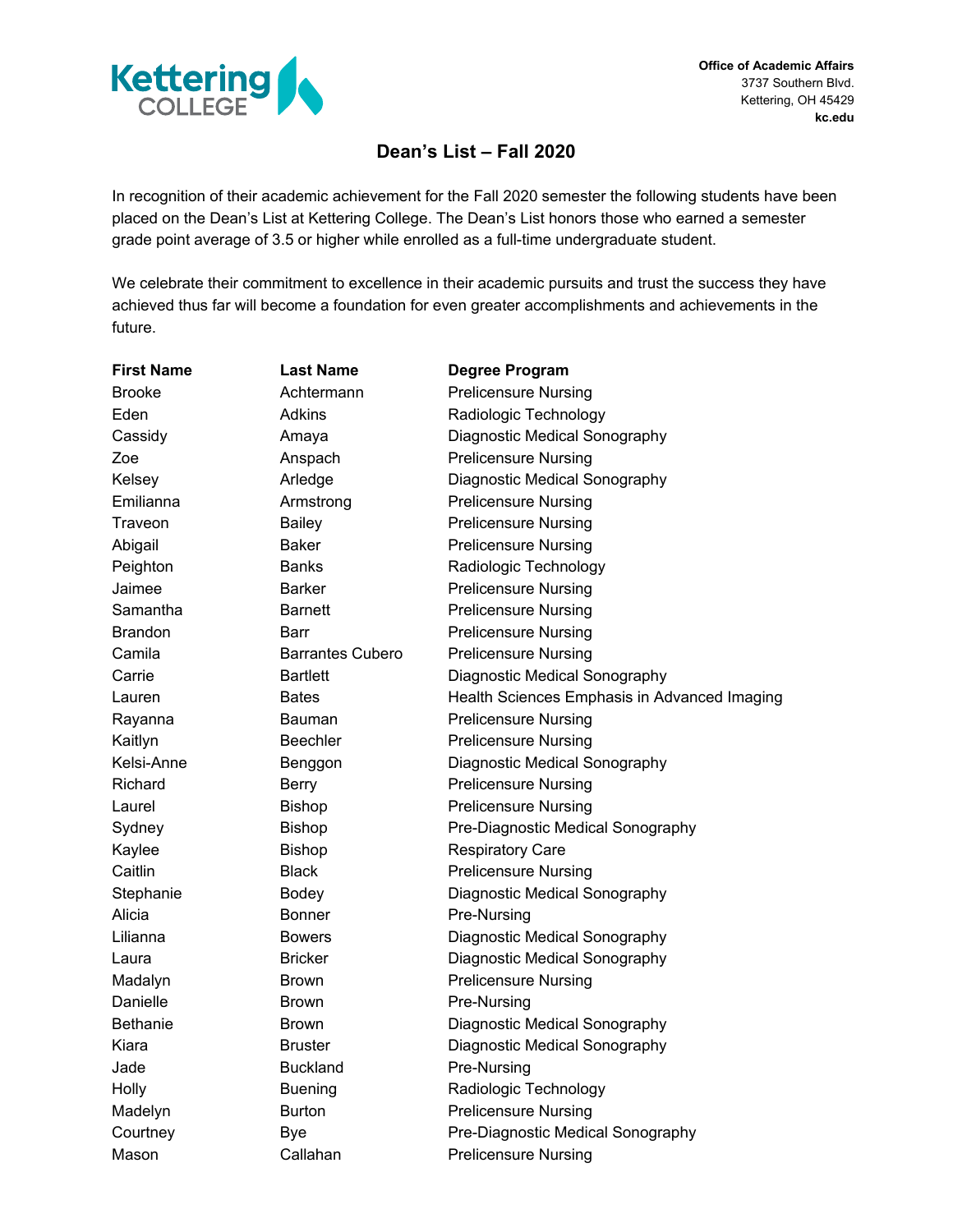Kettering COLLEGE

**Office of Academic Affairs**
3737 Southern Blvd.
Kettering, OH 45429
**kc.edu**

# Dean's List – Fall 2020

In recognition of their academic achievement for the Fall 2020 semester the following students have been placed on the Dean's List at Kettering College. The Dean's List honors those who earned a semester grade point average of 3.5 or higher while enrolled as a full-time undergraduate student.

We celebrate their commitment to excellence in their academic pursuits and trust the success they have achieved thus far will become a foundation for even greater accomplishments and achievements in the future.

| First Name | Last Name | Degree Program |
|---|---|---|
| Brooke | Achtermann | Prelicensure Nursing |
| Eden | Adkins | Radiologic Technology |
| Cassidy | Amaya | Diagnostic Medical Sonography |
| Zoe | Anspach | Prelicensure Nursing |
| Kelsey | Arledge | Diagnostic Medical Sonography |
| Emilianna | Armstrong | Prelicensure Nursing |
| Traveon | Bailey | Prelicensure Nursing |
| Abigail | Baker | Prelicensure Nursing |
| Peighton | Banks | Radiologic Technology |
| Jaimee | Barker | Prelicensure Nursing |
| Samantha | Barnett | Prelicensure Nursing |
| Brandon | Barr | Prelicensure Nursing |
| Camila | Barrantes Cubero | Prelicensure Nursing |
| Carrie | Bartlett | Diagnostic Medical Sonography |
| Lauren | Bates | Health Sciences Emphasis in Advanced Imaging |
| Rayanna | Bauman | Prelicensure Nursing |
| Kaitlyn | Beechler | Prelicensure Nursing |
| Kelsi-Anne | Benggon | Diagnostic Medical Sonography |
| Richard | Berry | Prelicensure Nursing |
| Laurel | Bishop | Prelicensure Nursing |
| Sydney | Bishop | Pre-Diagnostic Medical Sonography |
| Kaylee | Bishop | Respiratory Care |
| Caitlin | Black | Prelicensure Nursing |
| Stephanie | Bodey | Diagnostic Medical Sonography |
| Alicia | Bonner | Pre-Nursing |
| Lilianna | Bowers | Diagnostic Medical Sonography |
| Laura | Bricker | Diagnostic Medical Sonography |
| Madalyn | Brown | Prelicensure Nursing |
| Danielle | Brown | Pre-Nursing |
| Bethanie | Brown | Diagnostic Medical Sonography |
| Kiara | Bruster | Diagnostic Medical Sonography |
| Jade | Buckland | Pre-Nursing |
| Holly | Buening | Radiologic Technology |
| Madelyn | Burton | Prelicensure Nursing |
| Courtney | Bye | Pre-Diagnostic Medical Sonography |
| Mason | Callahan | Prelicensure Nursing |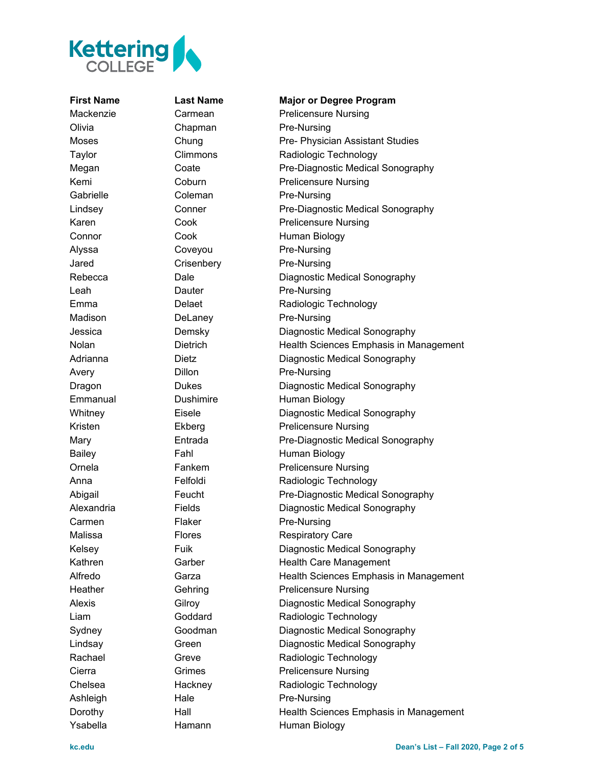| First Name | Last Name | Major or Degree Program |
| --- | --- | --- |
| Mackenzie | Carmean | Prelicensure Nursing |
| Olivia | Chapman | Pre-Nursing |
| Moses | Chung | Pre- Physician Assistant Studies |
| Taylor | Climmons | Radiologic Technology |
| Megan | Coate | Pre-Diagnostic Medical Sonography |
| Kemi | Coburn | Prelicensure Nursing |
| Gabrielle | Coleman | Pre-Nursing |
| Lindsey | Conner | Pre-Diagnostic Medical Sonography |
| Karen | Cook | Prelicensure Nursing |
| Connor | Cook | Human Biology |
| Alyssa | Coveyou | Pre-Nursing |
| Jared | Crisenbery | Pre-Nursing |
| Rebecca | Dale | Diagnostic Medical Sonography |
| Leah | Dauter | Pre-Nursing |
| Emma | Delaet | Radiologic Technology |
| Madison | DeLaney | Pre-Nursing |
| Jessica | Demsky | Diagnostic Medical Sonography |
| Nolan | Dietrich | Health Sciences Emphasis in Management |
| Adrianna | Dietz | Diagnostic Medical Sonography |
| Avery | Dillon | Pre-Nursing |
| Dragon | Dukes | Diagnostic Medical Sonography |
| Emmanual | Dushimire | Human Biology |
| Whitney | Eisele | Diagnostic Medical Sonography |
| Kristen | Ekberg | Prelicensure Nursing |
| Mary | Entrada | Pre-Diagnostic Medical Sonography |
| Bailey | Fahl | Human Biology |
| Ornela | Fankem | Prelicensure Nursing |
| Anna | Felfoldi | Radiologic Technology |
| Abigail | Feucht | Pre-Diagnostic Medical Sonography |
| Alexandria | Fields | Diagnostic Medical Sonography |
| Carmen | Flaker | Pre-Nursing |
| Malissa | Flores | Respiratory Care |
| Kelsey | Fuik | Diagnostic Medical Sonography |
| Kathren | Garber | Health Care Management |
| Alfredo | Garza | Health Sciences Emphasis in Management |
| Heather | Gehring | Prelicensure Nursing |
| Alexis | Gilroy | Diagnostic Medical Sonography |
| Liam | Goddard | Radiologic Technology |
| Sydney | Goodman | Diagnostic Medical Sonography |
| Lindsay | Green | Diagnostic Medical Sonography |
| Rachael | Greve | Radiologic Technology |
| Cierra | Grimes | Prelicensure Nursing |
| Chelsea | Hackney | Radiologic Technology |
| Ashleigh | Hale | Pre-Nursing |
| Dorothy | Hall | Health Sciences Emphasis in Management |
| Ysabella | Hamann | Human Biology |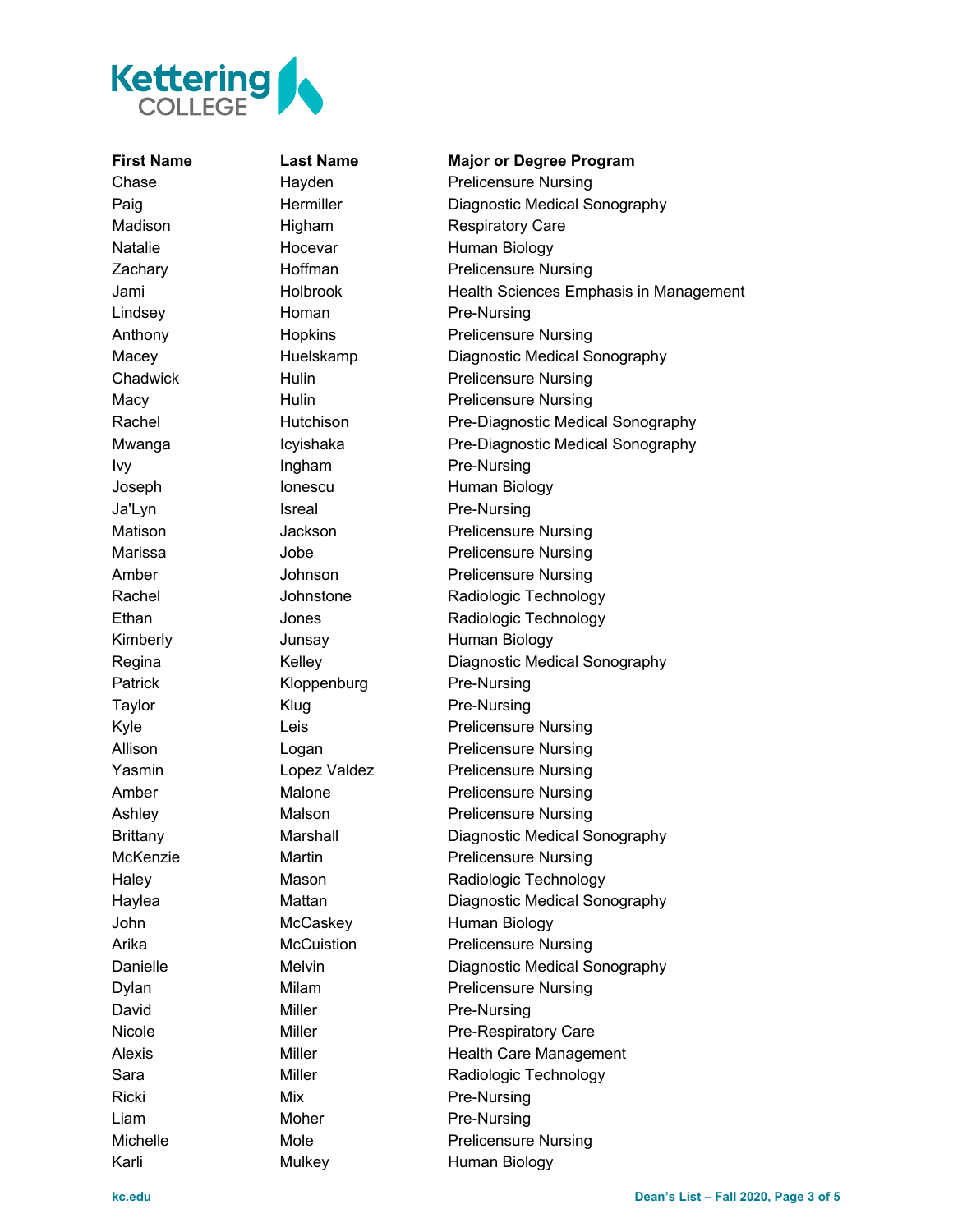| First Name | Last Name | Major or Degree Program |
|---|---|---|
| Chase | Hayden | Prelicensure Nursing |
| Paig | Hermiller | Diagnostic Medical Sonography |
| Madison | Higham | Respiratory Care |
| Natalie | Hocevar | Human Biology |
| Zachary | Hoffman | Prelicensure Nursing |
| Jami | Holbrook | Health Sciences Emphasis in Management |
| Lindsey | Homan | Pre-Nursing |
| Anthony | Hopkins | Prelicensure Nursing |
| Macey | Huelskamp | Diagnostic Medical Sonography |
| Chadwick | Hulin | Prelicensure Nursing |
| Macy | Hulin | Prelicensure Nursing |
| Rachel | Hutchison | Pre-Diagnostic Medical Sonography |
| Mwanga | Icyishaka | Pre-Diagnostic Medical Sonography |
| Ivy | Ingham | Pre-Nursing |
| Joseph | Ionescu | Human Biology |
| Ja'Lyn | Isreal | Pre-Nursing |
| Matison | Jackson | Prelicensure Nursing |
| Marissa | Jobe | Prelicensure Nursing |
| Amber | Johnson | Prelicensure Nursing |
| Rachel | Johnstone | Radiologic Technology |
| Ethan | Jones | Radiologic Technology |
| Kimberly | Junsay | Human Biology |
| Regina | Kelley | Diagnostic Medical Sonography |
| Patrick | Kloppenburg | Pre-Nursing |
| Taylor | Klug | Pre-Nursing |
| Kyle | Leis | Prelicensure Nursing |
| Allison | Logan | Prelicensure Nursing |
| Yasmin | Lopez Valdez | Prelicensure Nursing |
| Amber | Malone | Prelicensure Nursing |
| Ashley | Malson | Prelicensure Nursing |
| Brittany | Marshall | Diagnostic Medical Sonography |
| McKenzie | Martin | Prelicensure Nursing |
| Haley | Mason | Radiologic Technology |
| Haylea | Mattan | Diagnostic Medical Sonography |
| John | McCaskey | Human Biology |
| Arika | McCuistion | Prelicensure Nursing |
| Danielle | Melvin | Diagnostic Medical Sonography |
| Dylan | Milam | Prelicensure Nursing |
| David | Miller | Pre-Nursing |
| Nicole | Miller | Pre-Respiratory Care |
| Alexis | Miller | Health Care Management |
| Sara | Miller | Radiologic Technology |
| Ricki | Mix | Pre-Nursing |
| Liam | Moher | Pre-Nursing |
| Michelle | Mole | Prelicensure Nursing |
| Karli | Mulkey | Human Biology |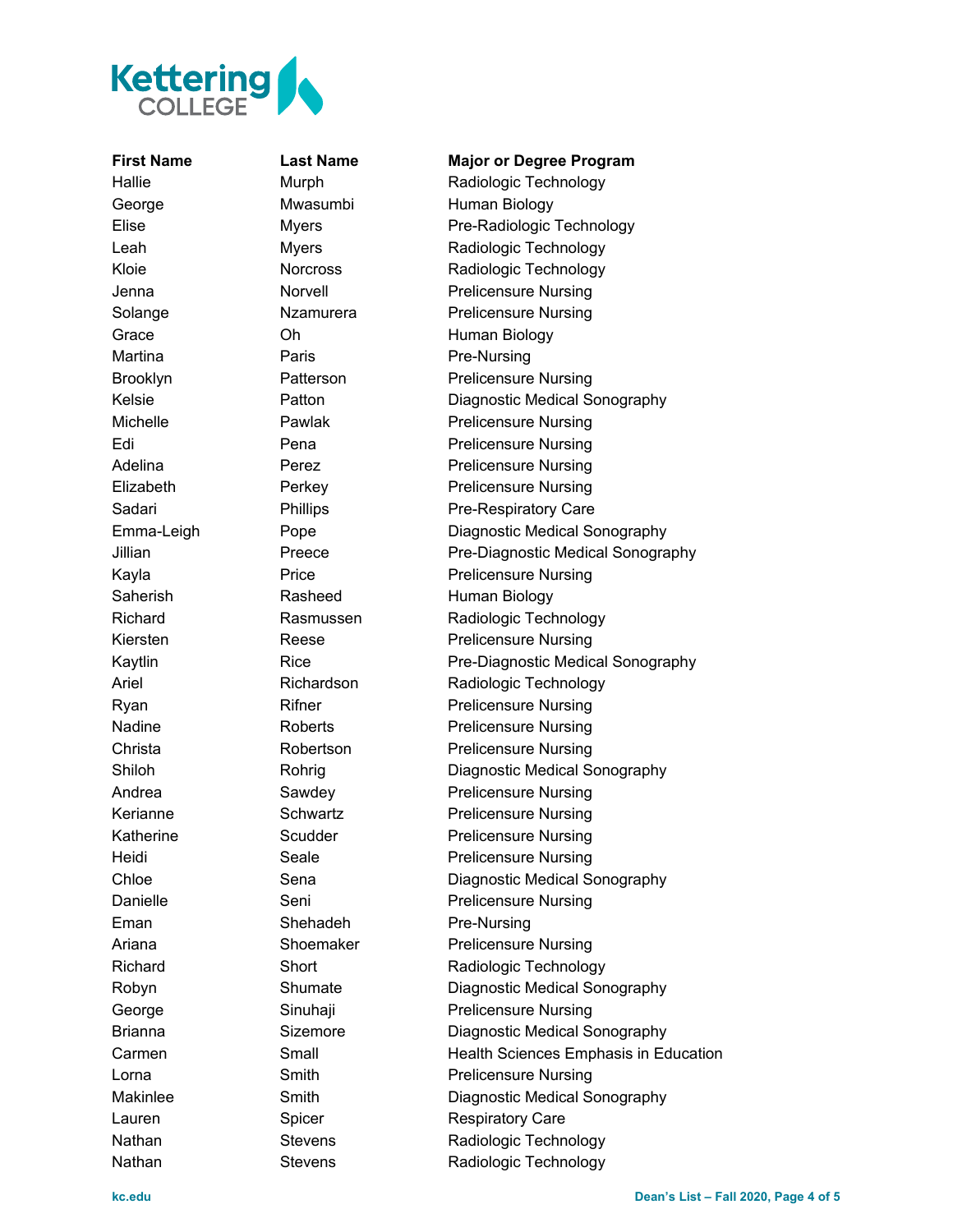| First Name | Last Name | Major or Degree Program |
| --- | --- | --- |
| Hallie | Murph | Radiologic Technology |
| George | Mwasumbi | Human Biology |
| Elise | Myers | Pre-Radiologic Technology |
| Leah | Myers | Radiologic Technology |
| Kloie | Norcross | Radiologic Technology |
| Jenna | Norvell | Prelicensure Nursing |
| Solange | Nzamurera | Prelicensure Nursing |
| Grace | Oh | Human Biology |
| Martina | Paris | Pre-Nursing |
| Brooklyn | Patterson | Prelicensure Nursing |
| Kelsie | Patton | Diagnostic Medical Sonography |
| Michelle | Pawlak | Prelicensure Nursing |
| Edi | Pena | Prelicensure Nursing |
| Adelina | Perez | Prelicensure Nursing |
| Elizabeth | Perkey | Prelicensure Nursing |
| Sadari | Phillips | Pre-Respiratory Care |
| Emma-Leigh | Pope | Diagnostic Medical Sonography |
| Jillian | Preece | Pre-Diagnostic Medical Sonography |
| Kayla | Price | Prelicensure Nursing |
| Saherish | Rasheed | Human Biology |
| Richard | Rasmussen | Radiologic Technology |
| Kiersten | Reese | Prelicensure Nursing |
| Kaytlin | Rice | Pre-Diagnostic Medical Sonography |
| Ariel | Richardson | Radiologic Technology |
| Ryan | Rifner | Prelicensure Nursing |
| Nadine | Roberts | Prelicensure Nursing |
| Christa | Robertson | Prelicensure Nursing |
| Shiloh | Rohrig | Diagnostic Medical Sonography |
| Andrea | Sawdey | Prelicensure Nursing |
| Kerianne | Schwartz | Prelicensure Nursing |
| Katherine | Scudder | Prelicensure Nursing |
| Heidi | Seale | Prelicensure Nursing |
| Chloe | Sena | Diagnostic Medical Sonography |
| Danielle | Seni | Prelicensure Nursing |
| Eman | Shehadeh | Pre-Nursing |
| Ariana | Shoemaker | Prelicensure Nursing |
| Richard | Short | Radiologic Technology |
| Robyn | Shumate | Diagnostic Medical Sonography |
| George | Sinuhaji | Prelicensure Nursing |
| Brianna | Sizemore | Diagnostic Medical Sonography |
| Carmen | Small | Health Sciences Emphasis in Education |
| Lorna | Smith | Prelicensure Nursing |
| Makinlee | Smith | Diagnostic Medical Sonography |
| Lauren | Spicer | Respiratory Care |
| Nathan | Stevens | Radiologic Technology |
| Nathan | Stevens | Radiologic Technology |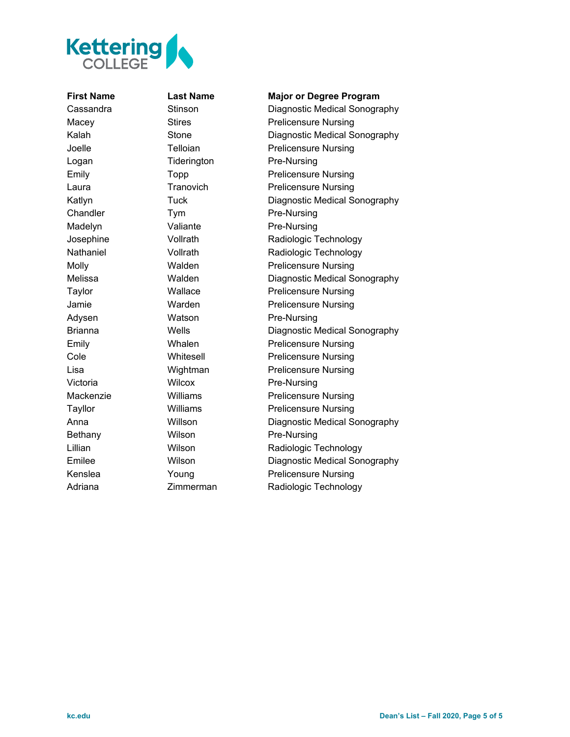| First Name | Last Name | Major or Degree Program |
|---|---|---|
| Cassandra | Stinson | Diagnostic Medical Sonography |
| Macey | Stires | Prelicensure Nursing |
| Kalah | Stone | Diagnostic Medical Sonography |
| Joelle | Telloian | Prelicensure Nursing |
| Logan | Tiderington | Pre-Nursing |
| Emily | Topp | Prelicensure Nursing |
| Laura | Tranovich | Prelicensure Nursing |
| Katlyn | Tuck | Diagnostic Medical Sonography |
| Chandler | Tym | Pre-Nursing |
| Madelyn | Valiante | Pre-Nursing |
| Josephine | Vollrath | Radiologic Technology |
| Nathaniel | Vollrath | Radiologic Technology |
| Molly | Walden | Prelicensure Nursing |
| Melissa | Walden | Diagnostic Medical Sonography |
| Taylor | Wallace | Prelicensure Nursing |
| Jamie | Warden | Prelicensure Nursing |
| Adysen | Watson | Pre-Nursing |
| Brianna | Wells | Diagnostic Medical Sonography |
| Emily | Whalen | Prelicensure Nursing |
| Cole | Whitesell | Prelicensure Nursing |
| Lisa | Wightman | Prelicensure Nursing |
| Victoria | Wilcox | Pre-Nursing |
| Mackenzie | Williams | Prelicensure Nursing |
| Tayllor | Williams | Prelicensure Nursing |
| Anna | Willson | Diagnostic Medical Sonography |
| Bethany | Wilson | Pre-Nursing |
| Lillian | Wilson | Radiologic Technology |
| Emilee | Wilson | Diagnostic Medical Sonography |
| Kenslea | Young | Prelicensure Nursing |
| Adriana | Zimmerman | Radiologic Technology |